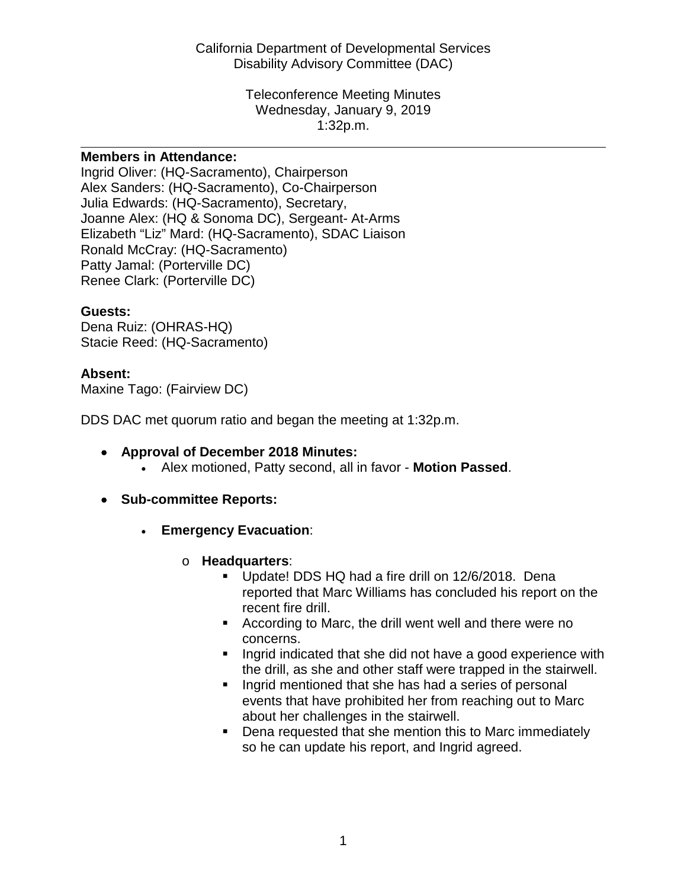California Department of Developmental Services
Disability Advisory Committee (DAC)

Teleconference Meeting Minutes
Wednesday, January 9, 2019
1:32p.m.

---

**Members in Attendance:**
Ingrid Oliver: (HQ-Sacramento), Chairperson
Alex Sanders: (HQ-Sacramento), Co-Chairperson
Julia Edwards: (HQ-Sacramento), Secretary,
Joanne Alex: (HQ & Sonoma DC), Sergeant- At-Arms
Elizabeth "Liz" Mard: (HQ-Sacramento), SDAC Liaison
Ronald McCray: (HQ-Sacramento)
Patty Jamal: (Porterville DC)
Renee Clark: (Porterville DC)

**Guests:**
Dena Ruiz: (OHRAS-HQ)
Stacie Reed: (HQ-Sacramento)

**Absent:**
Maxine Tago: (Fairview DC)

DDS DAC met quorum ratio and began the meeting at 1:32p.m.

- **Approval of December 2018 Minutes:**
  - Alex motioned, Patty second, all in favor - **Motion Passed**.

- **Sub-committee Reports:**
  - **Emergency Evacuation**:
    - **Headquarters**:
      - Update! DDS HQ had a fire drill on 12/6/2018. Dena reported that Marc Williams has concluded his report on the recent fire drill.
      - According to Marc, the drill went well and there were no concerns.
      - Ingrid indicated that she did not have a good experience with the drill, as she and other staff were trapped in the stairwell.
      - Ingrid mentioned that she has had a series of personal events that have prohibited her from reaching out to Marc about her challenges in the stairwell.
      - Dena requested that she mention this to Marc immediately so he can update his report, and Ingrid agreed.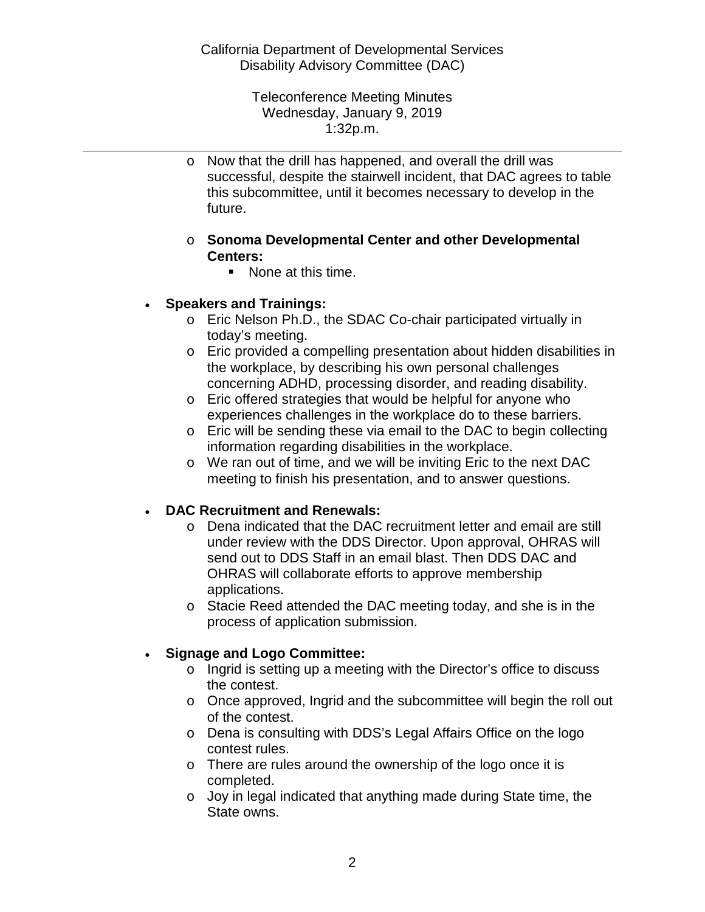- Now that the drill has happened, and overall the drill was successful, despite the stairwell incident, that DAC agrees to table this subcommittee, until it becomes necessary to develop in the future.

- **Sonoma Developmental Center and other Developmental Centers:**
  - None at this time.

- **Speakers and Trainings:**
  - Eric Nelson Ph.D., the SDAC Co-chair participated virtually in today's meeting.
  - Eric provided a compelling presentation about hidden disabilities in the workplace, by describing his own personal challenges concerning ADHD, processing disorder, and reading disability.
  - Eric offered strategies that would be helpful for anyone who experiences challenges in the workplace do to these barriers.
  - Eric will be sending these via email to the DAC to begin collecting information regarding disabilities in the workplace.
  - We ran out of time, and we will be inviting Eric to the next DAC meeting to finish his presentation, and to answer questions.

- **DAC Recruitment and Renewals:**
  - Dena indicated that the DAC recruitment letter and email are still under review with the DDS Director. Upon approval, OHRAS will send out to DDS Staff in an email blast. Then DDS DAC and OHRAS will collaborate efforts to approve membership applications.
  - Stacie Reed attended the DAC meeting today, and she is in the process of application submission.

- **Signage and Logo Committee:**
  - Ingrid is setting up a meeting with the Director's office to discuss the contest.
  - Once approved, Ingrid and the subcommittee will begin the roll out of the contest.
  - Dena is consulting with DDS's Legal Affairs Office on the logo contest rules.
  - There are rules around the ownership of the logo once it is completed.
  - Joy in legal indicated that anything made during State time, the State owns.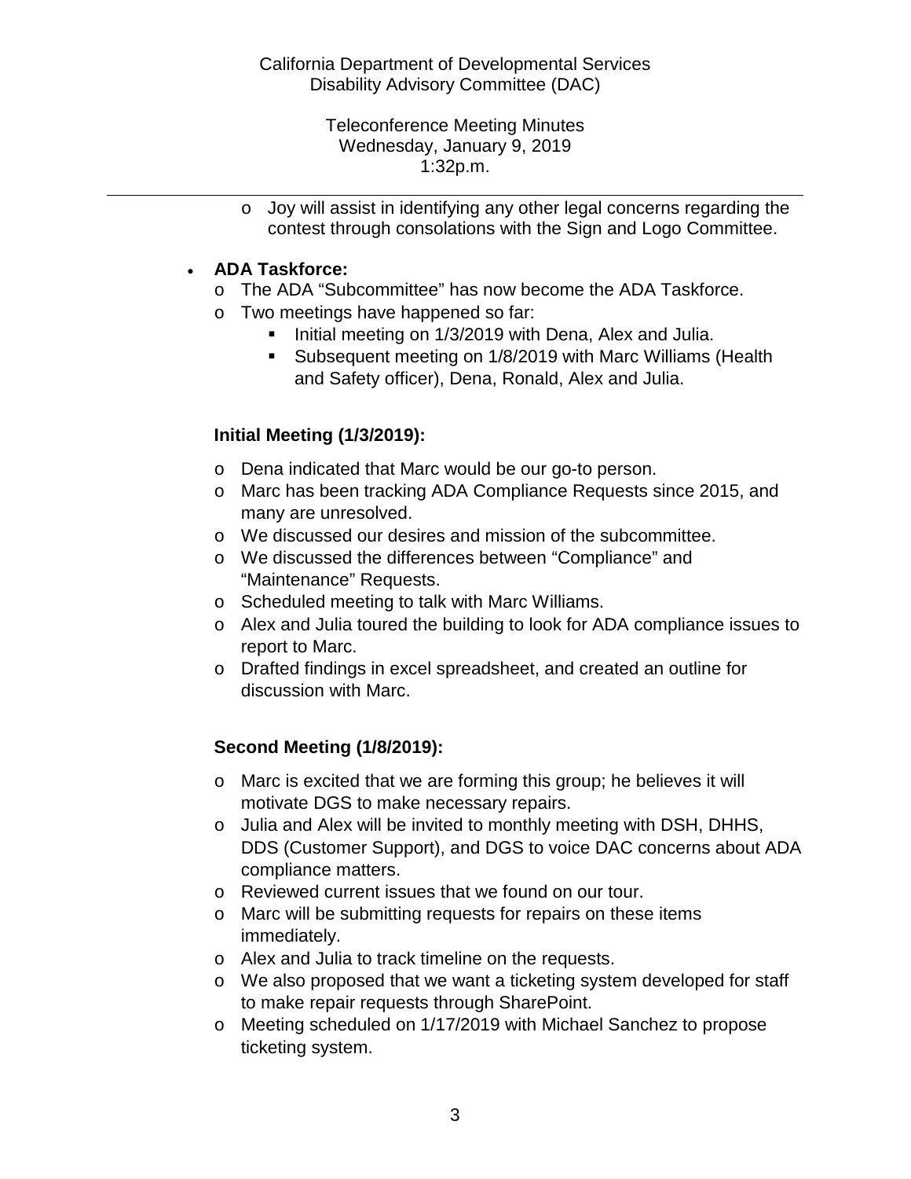- Joy will assist in identifying any other legal concerns regarding the contest through consolations with the Sign and Logo Committee.

- **ADA Taskforce:**
  - The ADA "Subcommittee" has now become the ADA Taskforce.
  - Two meetings have happened so far:
    - Initial meeting on 1/3/2019 with Dena, Alex and Julia.
    - Subsequent meeting on 1/8/2019 with Marc Williams (Health and Safety officer), Dena, Ronald, Alex and Julia.

  **Initial Meeting (1/3/2019):**

  - Dena indicated that Marc would be our go-to person.
  - Marc has been tracking ADA Compliance Requests since 2015, and many are unresolved.
  - We discussed our desires and mission of the subcommittee.
  - We discussed the differences between "Compliance" and "Maintenance" Requests.
  - Scheduled meeting to talk with Marc Williams.
  - Alex and Julia toured the building to look for ADA compliance issues to report to Marc.
  - Drafted findings in excel spreadsheet, and created an outline for discussion with Marc.

  **Second Meeting (1/8/2019):**

  - Marc is excited that we are forming this group; he believes it will motivate DGS to make necessary repairs.
  - Julia and Alex will be invited to monthly meeting with DSH, DHHS, DDS (Customer Support), and DGS to voice DAC concerns about ADA compliance matters.
  - Reviewed current issues that we found on our tour.
  - Marc will be submitting requests for repairs on these items immediately.
  - Alex and Julia to track timeline on the requests.
  - We also proposed that we want a ticketing system developed for staff to make repair requests through SharePoint.
  - Meeting scheduled on 1/17/2019 with Michael Sanchez to propose ticketing system.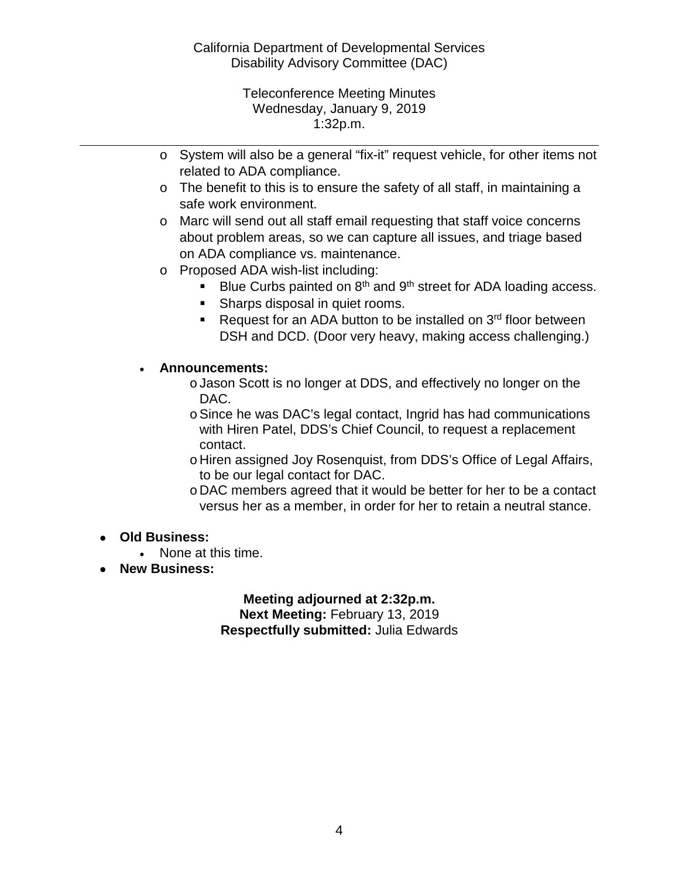California Department of Developmental Services
Disability Advisory Committee (DAC)

Teleconference Meeting Minutes
Wednesday, January 9, 2019
1:32p.m.

---

- System will also be a general "fix-it" request vehicle, for other items not related to ADA compliance.
- The benefit to this is to ensure the safety of all staff, in maintaining a safe work environment.
- Marc will send out all staff email requesting that staff voice concerns about problem areas, so we can capture all issues, and triage based on ADA compliance vs. maintenance.
- Proposed ADA wish-list including:
  - Blue Curbs painted on 8th and 9th street for ADA loading access.
  - Sharps disposal in quiet rooms.
  - Request for an ADA button to be installed on 3rd floor between DSH and DCD. (Door very heavy, making access challenging.)

- **Announcements:**
  - Jason Scott is no longer at DDS, and effectively no longer on the DAC.
  - Since he was DAC's legal contact, Ingrid has had communications with Hiren Patel, DDS's Chief Council, to request a replacement contact.
  - Hiren assigned Joy Rosenquist, from DDS's Office of Legal Affairs, to be our legal contact for DAC.
  - DAC members agreed that it would be better for her to be a contact versus her as a member, in order for her to retain a neutral stance.

- **Old Business:**
  - None at this time.
- **New Business:**

**Meeting adjourned at 2:32p.m.**
**Next Meeting:** February 13, 2019
**Respectfully submitted:** Julia Edwards